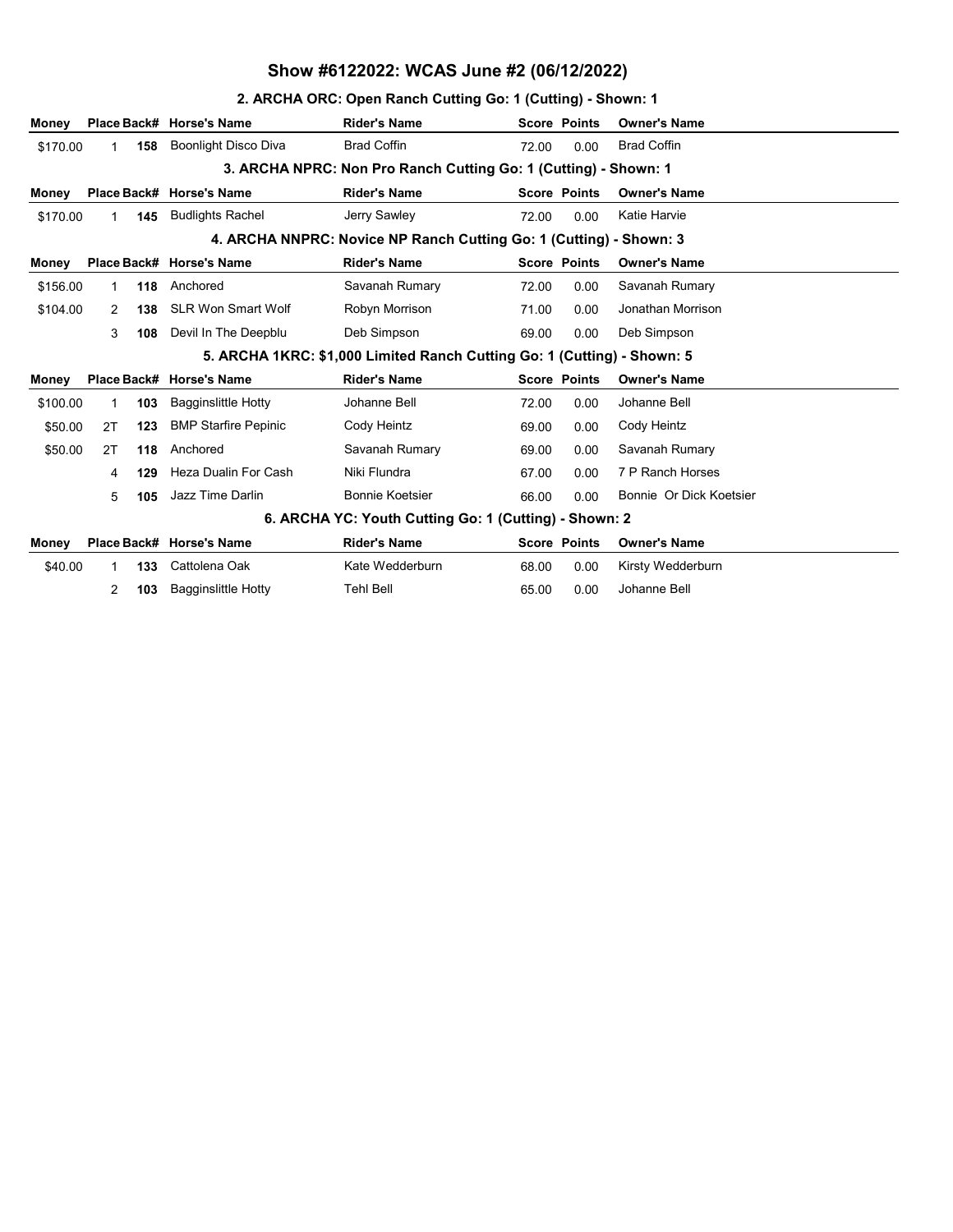# Show #6122022: WCAS June #2 (06/12/2022)

## 2. ARCHA ORC: Open Ranch Cutting Go: 1 (Cutting) - Shown: 1

| Money | Place | Back# | Horse's Name | Rider's Name | Score | Points | Owner's Name |
|---|---|---|---|---|---|---|---|
| $170.00 | 1 | **158** | Boonlight Disco Diva | Brad Coffin | 72.00 | 0.00 | Brad Coffin |

## 3. ARCHA NPRC: Non Pro Ranch Cutting Go: 1 (Cutting) - Shown: 1

| Money | Place | Back# | Horse's Name | Rider's Name | Score | Points | Owner's Name |
|---|---|---|---|---|---|---|---|
| $170.00 | 1 | **145** | Budlights Rachel | Jerry Sawley | 72.00 | 0.00 | Katie Harvie |

## 4. ARCHA NNPRC: Novice NP Ranch Cutting Go: 1 (Cutting) - Shown: 3

| Money | Place | Back# | Horse's Name | Rider's Name | Score | Points | Owner's Name |
|---|---|---|---|---|---|---|---|
| $156.00 | 1 | **118** | Anchored | Savanah Rumary | 72.00 | 0.00 | Savanah Rumary |
| $104.00 | 2 | **138** | SLR Won Smart Wolf | Robyn Morrison | 71.00 | 0.00 | Jonathan Morrison |
| | 3 | **108** | Devil In The Deepblu | Deb Simpson | 69.00 | 0.00 | Deb Simpson |

## 5. ARCHA 1KRC: $1,000 Limited Ranch Cutting Go: 1 (Cutting) - Shown: 5

| Money | Place | Back# | Horse's Name | Rider's Name | Score | Points | Owner's Name |
|---|---|---|---|---|---|---|---|
| $100.00 | 1 | **103** | Bagginslittle Hotty | Johanne Bell | 72.00 | 0.00 | Johanne Bell |
| $50.00 | 2T | **123** | BMP Starfire Pepinic | Cody Heintz | 69.00 | 0.00 | Cody Heintz |
| $50.00 | 2T | **118** | Anchored | Savanah Rumary | 69.00 | 0.00 | Savanah Rumary |
| | 4 | **129** | Heza Dualin For Cash | Niki Flundra | 67.00 | 0.00 | 7 P Ranch Horses |
| | 5 | **105** | Jazz Time Darlin | Bonnie Koetsier | 66.00 | 0.00 | Bonnie Or Dick Koetsier |

## 6. ARCHA YC: Youth Cutting Go: 1 (Cutting) - Shown: 2

| Money | Place | Back# | Horse's Name | Rider's Name | Score | Points | Owner's Name |
|---|---|---|---|---|---|---|---|
| $40.00 | 1 | **133** | Cattolena Oak | Kate Wedderburn | 68.00 | 0.00 | Kirsty Wedderburn |
| | 2 | **103** | Bagginslittle Hotty | Tehl Bell | 65.00 | 0.00 | Johanne Bell |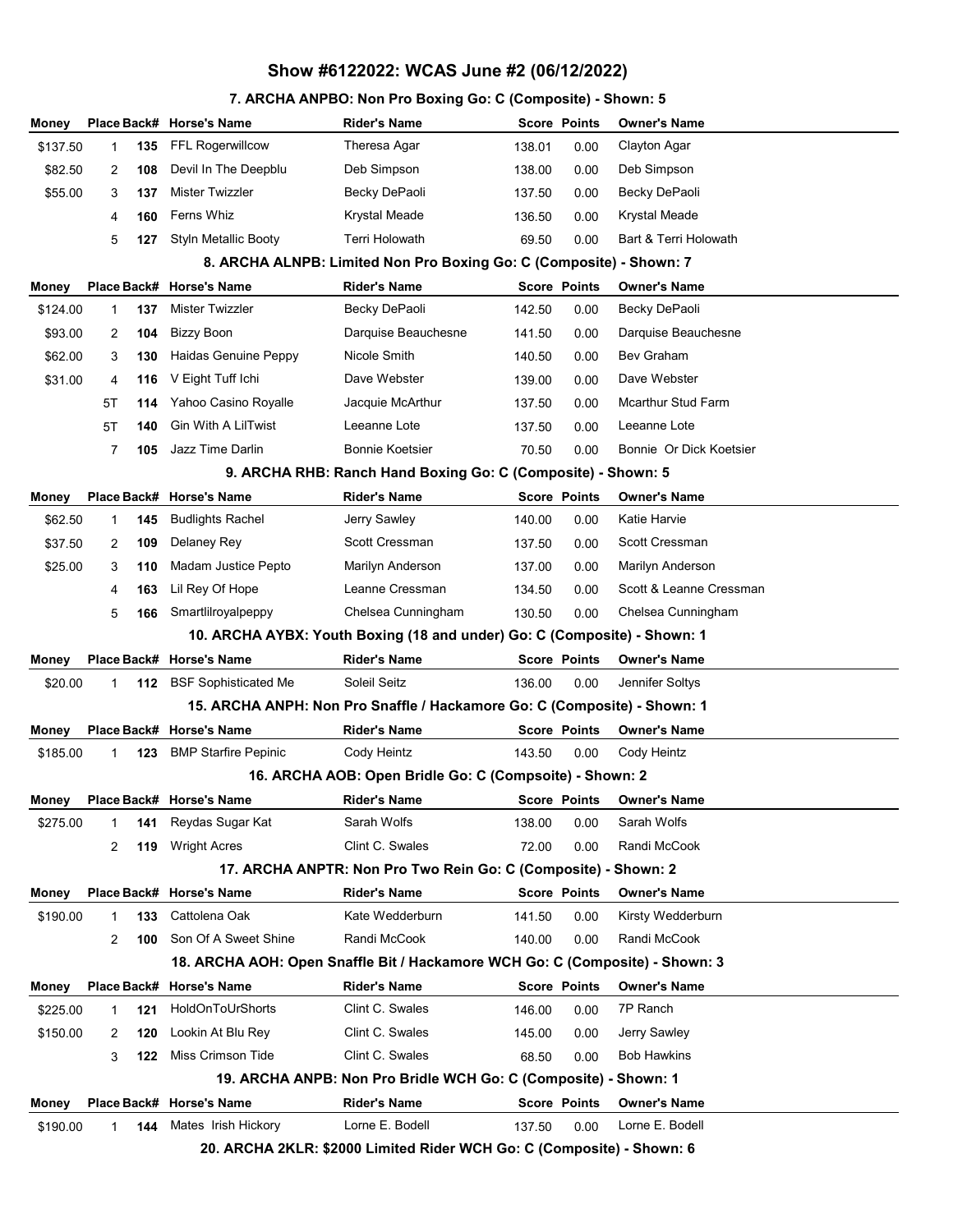# Show #6122022: WCAS June #2 (06/12/2022)

### 7. ARCHA ANPBO: Non Pro Boxing Go: C (Composite) - Shown: 5

| Money | Place | Back# | Horse's Name | Rider's Name | Score | Points | Owner's Name |
|---|---|---|---|---|---|---|---|
| $137.50 | 1 | 135 | FFL Rogerwillcow | Theresa Agar | 138.01 | 0.00 | Clayton Agar |
| $82.50 | 2 | 108 | Devil In The Deepblu | Deb Simpson | 138.00 | 0.00 | Deb Simpson |
| $55.00 | 3 | 137 | Mister Twizzler | Becky DePaoli | 137.50 | 0.00 | Becky DePaoli |
| | 4 | 160 | Ferns Whiz | Krystal Meade | 136.50 | 0.00 | Krystal Meade |
| | 5 | 127 | Styln Metallic Booty | Terri Holowath | 69.50 | 0.00 | Bart & Terri Holowath |

### 8. ARCHA ALNPB: Limited Non Pro Boxing Go: C (Composite) - Shown: 7

| Money | Place | Back# | Horse's Name | Rider's Name | Score | Points | Owner's Name |
|---|---|---|---|---|---|---|---|
| $124.00 | 1 | 137 | Mister Twizzler | Becky DePaoli | 142.50 | 0.00 | Becky DePaoli |
| $93.00 | 2 | 104 | Bizzy Boon | Darquise Beauchesne | 141.50 | 0.00 | Darquise Beauchesne |
| $62.00 | 3 | 130 | Haidas Genuine Peppy | Nicole Smith | 140.50 | 0.00 | Bev Graham |
| $31.00 | 4 | 116 | V Eight Tuff Ichi | Dave Webster | 139.00 | 0.00 | Dave Webster |
| | 5T | 114 | Yahoo Casino Royalle | Jacquie McArthur | 137.50 | 0.00 | Mcarthur Stud Farm |
| | 5T | 140 | Gin With A LilTwist | Leeanne Lote | 137.50 | 0.00 | Leeanne Lote |
| | 7 | 105 | Jazz Time Darlin | Bonnie Koetsier | 70.50 | 0.00 | Bonnie Or Dick Koetsier |

### 9. ARCHA RHB: Ranch Hand Boxing Go: C (Composite) - Shown: 5

| Money | Place | Back# | Horse's Name | Rider's Name | Score | Points | Owner's Name |
|---|---|---|---|---|---|---|---|
| $62.50 | 1 | 145 | Budlights Rachel | Jerry Sawley | 140.00 | 0.00 | Katie Harvie |
| $37.50 | 2 | 109 | Delaney Rey | Scott Cressman | 137.50 | 0.00 | Scott Cressman |
| $25.00 | 3 | 110 | Madam Justice Pepto | Marilyn Anderson | 137.00 | 0.00 | Marilyn Anderson |
| | 4 | 163 | Lil Rey Of Hope | Leanne Cressman | 134.50 | 0.00 | Scott & Leanne Cressman |
| | 5 | 166 | Smartlilroyalpeppy | Chelsea Cunningham | 130.50 | 0.00 | Chelsea Cunningham |

### 10. ARCHA AYBX: Youth Boxing (18 and under) Go: C (Composite) - Shown: 1

| Money | Place | Back# | Horse's Name | Rider's Name | Score | Points | Owner's Name |
|---|---|---|---|---|---|---|---|
| $20.00 | 1 | 112 | BSF Sophisticated Me | Soleil Seitz | 136.00 | 0.00 | Jennifer Soltys |

### 15. ARCHA ANPH: Non Pro Snaffle / Hackamore Go: C (Composite) - Shown: 1

| Money | Place | Back# | Horse's Name | Rider's Name | Score | Points | Owner's Name |
|---|---|---|---|---|---|---|---|
| $185.00 | 1 | 123 | BMP Starfire Pepinic | Cody Heintz | 143.50 | 0.00 | Cody Heintz |

### 16. ARCHA AOB: Open Bridle Go: C (Compsoite) - Shown: 2

| Money | Place | Back# | Horse's Name | Rider's Name | Score | Points | Owner's Name |
|---|---|---|---|---|---|---|---|
| $275.00 | 1 | 141 | Reydas Sugar Kat | Sarah Wolfs | 138.00 | 0.00 | Sarah Wolfs |
| | 2 | 119 | Wright Acres | Clint C. Swales | 72.00 | 0.00 | Randi McCook |

### 17. ARCHA ANPTR: Non Pro Two Rein Go: C (Composite) - Shown: 2

| Money | Place | Back# | Horse's Name | Rider's Name | Score | Points | Owner's Name |
|---|---|---|---|---|---|---|---|
| $190.00 | 1 | 133 | Cattolena Oak | Kate Wedderburn | 141.50 | 0.00 | Kirsty Wedderburn |
| | 2 | 100 | Son Of A Sweet Shine | Randi McCook | 140.00 | 0.00 | Randi McCook |

### 18. ARCHA AOH: Open Snaffle Bit / Hackamore WCH Go: C (Composite) - Shown: 3

| Money | Place | Back# | Horse's Name | Rider's Name | Score | Points | Owner's Name |
|---|---|---|---|---|---|---|---|
| $225.00 | 1 | 121 | HoldOnToUrShorts | Clint C. Swales | 146.00 | 0.00 | 7P Ranch |
| $150.00 | 2 | 120 | Lookin At Blu Rey | Clint C. Swales | 145.00 | 0.00 | Jerry Sawley |
| | 3 | 122 | Miss Crimson Tide | Clint C. Swales | 68.50 | 0.00 | Bob Hawkins |

### 19. ARCHA ANPB: Non Pro Bridle WCH Go: C (Composite) - Shown: 1

| Money | Place | Back# | Horse's Name | Rider's Name | Score | Points | Owner's Name |
|---|---|---|---|---|---|---|---|
| $190.00 | 1 | 144 | Mates Irish Hickory | Lorne E. Bodell | 137.50 | 0.00 | Lorne E. Bodell |

### 20. ARCHA 2KLR: $2000 Limited Rider WCH Go: C (Composite) - Shown: 6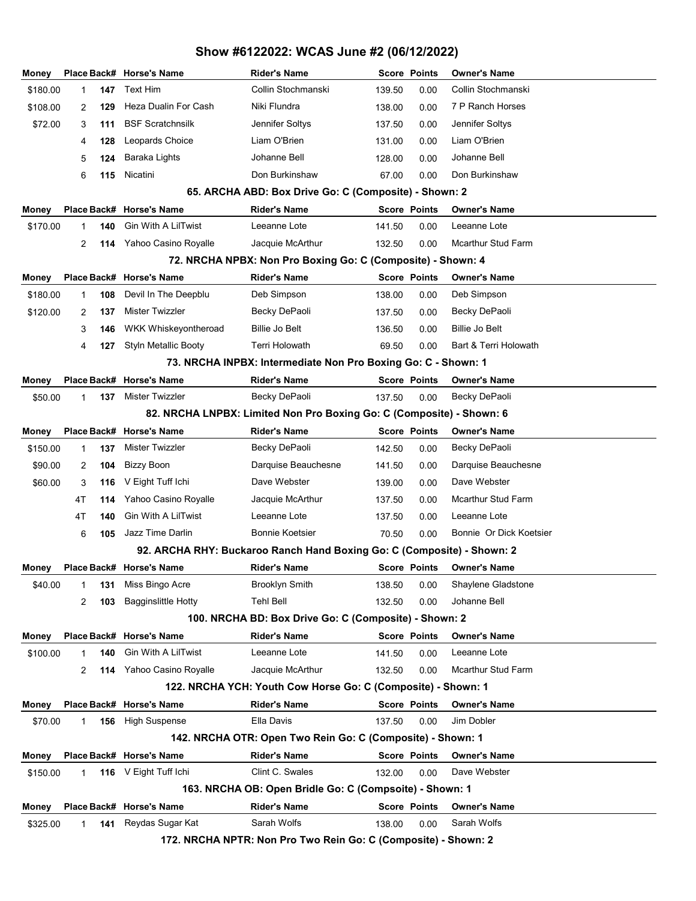# Show #6122022: WCAS June #2 (06/12/2022)

| Money | Place | Back# | Horse's Name | Rider's Name | Score | Points | Owner's Name |
|---|---|---|---|---|---|---|---|
| $180.00 | 1 | 147 | Text Him | Collin Stochmanski | 139.50 | 0.00 | Collin Stochmanski |
| $108.00 | 2 | 129 | Heza Dualin For Cash | Niki Flundra | 138.00 | 0.00 | 7 P Ranch Horses |
| $72.00 | 3 | 111 | BSF Scratchnsilk | Jennifer Soltys | 137.50 | 0.00 | Jennifer Soltys |
| | 4 | 128 | Leopards Choice | Liam O'Brien | 131.00 | 0.00 | Liam O'Brien |
| | 5 | 124 | Baraka Lights | Johanne Bell | 128.00 | 0.00 | Johanne Bell |
| | 6 | 115 | Nicatini | Don Burkinshaw | 67.00 | 0.00 | Don Burkinshaw |

### 65. ARCHA ABD: Box Drive Go: C (Composite) - Shown: 2

| Money | Place | Back# | Horse's Name | Rider's Name | Score | Points | Owner's Name |
|---|---|---|---|---|---|---|---|
| $170.00 | 1 | 140 | Gin With A LilTwist | Leeanne Lote | 141.50 | 0.00 | Leeanne Lote |
| | 2 | 114 | Yahoo Casino Royalle | Jacquie McArthur | 132.50 | 0.00 | Mcarthur Stud Farm |

### 72. NRCHA NPBX: Non Pro Boxing Go: C (Composite) - Shown: 4

| Money | Place | Back# | Horse's Name | Rider's Name | Score | Points | Owner's Name |
|---|---|---|---|---|---|---|---|
| $180.00 | 1 | 108 | Devil In The Deepblu | Deb Simpson | 138.00 | 0.00 | Deb Simpson |
| $120.00 | 2 | 137 | Mister Twizzler | Becky DePaoli | 137.50 | 0.00 | Becky DePaoli |
| | 3 | 146 | WKK Whiskeyontheroad | Billie Jo Belt | 136.50 | 0.00 | Billie Jo Belt |
| | 4 | 127 | Styln Metallic Booty | Terri Holowath | 69.50 | 0.00 | Bart & Terri Holowath |

### 73. NRCHA INPBX: Intermediate Non Pro Boxing Go: C - Shown: 1

| Money | Place | Back# | Horse's Name | Rider's Name | Score | Points | Owner's Name |
|---|---|---|---|---|---|---|---|
| $50.00 | 1 | 137 | Mister Twizzler | Becky DePaoli | 137.50 | 0.00 | Becky DePaoli |

### 82. NRCHA LNPBX: Limited Non Pro Boxing Go: C (Composite) - Shown: 6

| Money | Place | Back# | Horse's Name | Rider's Name | Score | Points | Owner's Name |
|---|---|---|---|---|---|---|---|
| $150.00 | 1 | 137 | Mister Twizzler | Becky DePaoli | 142.50 | 0.00 | Becky DePaoli |
| $90.00 | 2 | 104 | Bizzy Boon | Darquise Beauchesne | 141.50 | 0.00 | Darquise Beauchesne |
| $60.00 | 3 | 116 | V Eight Tuff Ichi | Dave Webster | 139.00 | 0.00 | Dave Webster |
| | 4T | 114 | Yahoo Casino Royalle | Jacquie McArthur | 137.50 | 0.00 | Mcarthur Stud Farm |
| | 4T | 140 | Gin With A LilTwist | Leeanne Lote | 137.50 | 0.00 | Leeanne Lote |
| | 6 | 105 | Jazz Time Darlin | Bonnie Koetsier | 70.50 | 0.00 | Bonnie Or Dick Koetsier |

### 92. ARCHA RHY: Buckaroo Ranch Hand Boxing Go: C (Composite) - Shown: 2

| Money | Place | Back# | Horse's Name | Rider's Name | Score | Points | Owner's Name |
|---|---|---|---|---|---|---|---|
| $40.00 | 1 | 131 | Miss Bingo Acre | Brooklyn Smith | 138.50 | 0.00 | Shaylene Gladstone |
| | 2 | 103 | Bagginslittle Hotty | Tehl Bell | 132.50 | 0.00 | Johanne Bell |

### 100. NRCHA BD: Box Drive Go: C (Composite) - Shown: 2

| Money | Place | Back# | Horse's Name | Rider's Name | Score | Points | Owner's Name |
|---|---|---|---|---|---|---|---|
| $100.00 | 1 | 140 | Gin With A LilTwist | Leeanne Lote | 141.50 | 0.00 | Leeanne Lote |
| | 2 | 114 | Yahoo Casino Royalle | Jacquie McArthur | 132.50 | 0.00 | Mcarthur Stud Farm |

### 122. NRCHA YCH: Youth Cow Horse Go: C (Composite) - Shown: 1

| Money | Place | Back# | Horse's Name | Rider's Name | Score | Points | Owner's Name |
|---|---|---|---|---|---|---|---|
| $70.00 | 1 | 156 | High Suspense | Ella Davis | 137.50 | 0.00 | Jim Dobler |

### 142. NRCHA OTR: Open Two Rein Go: C (Composite) - Shown: 1

| Money | Place | Back# | Horse's Name | Rider's Name | Score | Points | Owner's Name |
|---|---|---|---|---|---|---|---|
| $150.00 | 1 | 116 | V Eight Tuff Ichi | Clint C. Swales | 132.00 | 0.00 | Dave Webster |

### 163. NRCHA OB: Open Bridle Go: C (Compsoite) - Shown: 1

| Money | Place | Back# | Horse's Name | Rider's Name | Score | Points | Owner's Name |
|---|---|---|---|---|---|---|---|
| $325.00 | 1 | 141 | Reydas Sugar Kat | Sarah Wolfs | 138.00 | 0.00 | Sarah Wolfs |

### 172. NRCHA NPTR: Non Pro Two Rein Go: C (Composite) - Shown: 2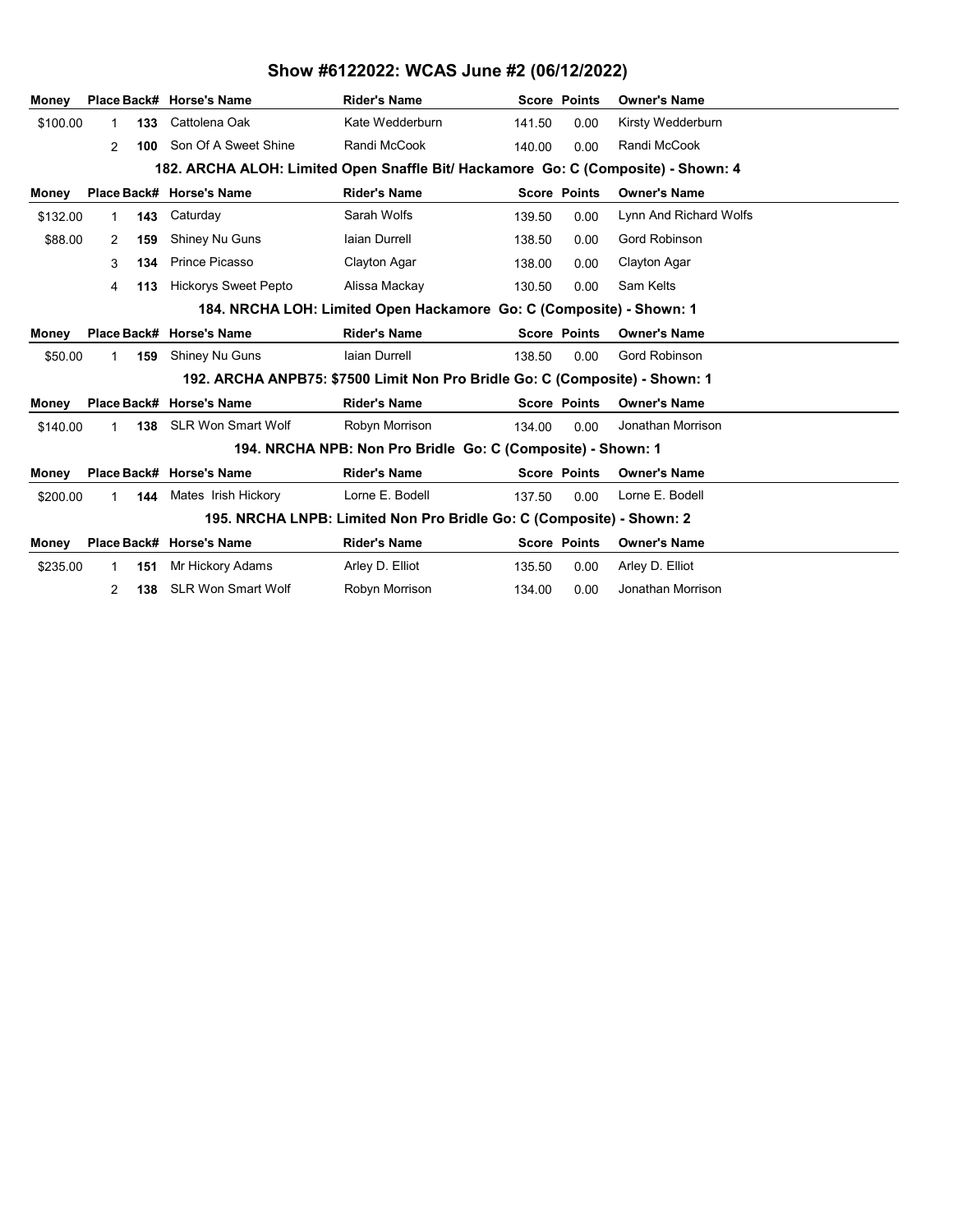# Show #6122022: WCAS June #2 (06/12/2022)

| Money | Place | Back# | Horse's Name | Rider's Name | Score | Points | Owner's Name |
|---|---|---|---|---|---|---|---|
| $100.00 | 1 | **133** | Cattolena Oak | Kate Wedderburn | 141.50 | 0.00 | Kirsty Wedderburn |
| | 2 | **100** | Son Of A Sweet Shine | Randi McCook | 140.00 | 0.00 | Randi McCook |

### 182. ARCHA ALOH: Limited Open Snaffle Bit/ Hackamore Go: C (Composite) - Shown: 4

| Money | Place | Back# | Horse's Name | Rider's Name | Score | Points | Owner's Name |
|---|---|---|---|---|---|---|---|
| $132.00 | 1 | **143** | Caturday | Sarah Wolfs | 139.50 | 0.00 | Lynn And Richard Wolfs |
| $88.00 | 2 | **159** | Shiney Nu Guns | Iaian Durrell | 138.50 | 0.00 | Gord Robinson |
| | 3 | **134** | Prince Picasso | Clayton Agar | 138.00 | 0.00 | Clayton Agar |
| | 4 | **113** | Hickorys Sweet Pepto | Alissa Mackay | 130.50 | 0.00 | Sam Kelts |

### 184. NRCHA LOH: Limited Open Hackamore Go: C (Composite) - Shown: 1

| Money | Place | Back# | Horse's Name | Rider's Name | Score | Points | Owner's Name |
|---|---|---|---|---|---|---|---|
| $50.00 | 1 | **159** | Shiney Nu Guns | Iaian Durrell | 138.50 | 0.00 | Gord Robinson |

### 192. ARCHA ANPB75: $7500 Limit Non Pro Bridle Go: C (Composite) - Shown: 1

| Money | Place | Back# | Horse's Name | Rider's Name | Score | Points | Owner's Name |
|---|---|---|---|---|---|---|---|
| $140.00 | 1 | **138** | SLR Won Smart Wolf | Robyn Morrison | 134.00 | 0.00 | Jonathan Morrison |

### 194. NRCHA NPB: Non Pro Bridle Go: C (Composite) - Shown: 1

| Money | Place | Back# | Horse's Name | Rider's Name | Score | Points | Owner's Name |
|---|---|---|---|---|---|---|---|
| $200.00 | 1 | **144** | Mates Irish Hickory | Lorne E. Bodell | 137.50 | 0.00 | Lorne E. Bodell |

### 195. NRCHA LNPB: Limited Non Pro Bridle Go: C (Composite) - Shown: 2

| Money | Place | Back# | Horse's Name | Rider's Name | Score | Points | Owner's Name |
|---|---|---|---|---|---|---|---|
| $235.00 | 1 | **151** | Mr Hickory Adams | Arley D. Elliot | 135.50 | 0.00 | Arley D. Elliot |
| | 2 | **138** | SLR Won Smart Wolf | Robyn Morrison | 134.00 | 0.00 | Jonathan Morrison |